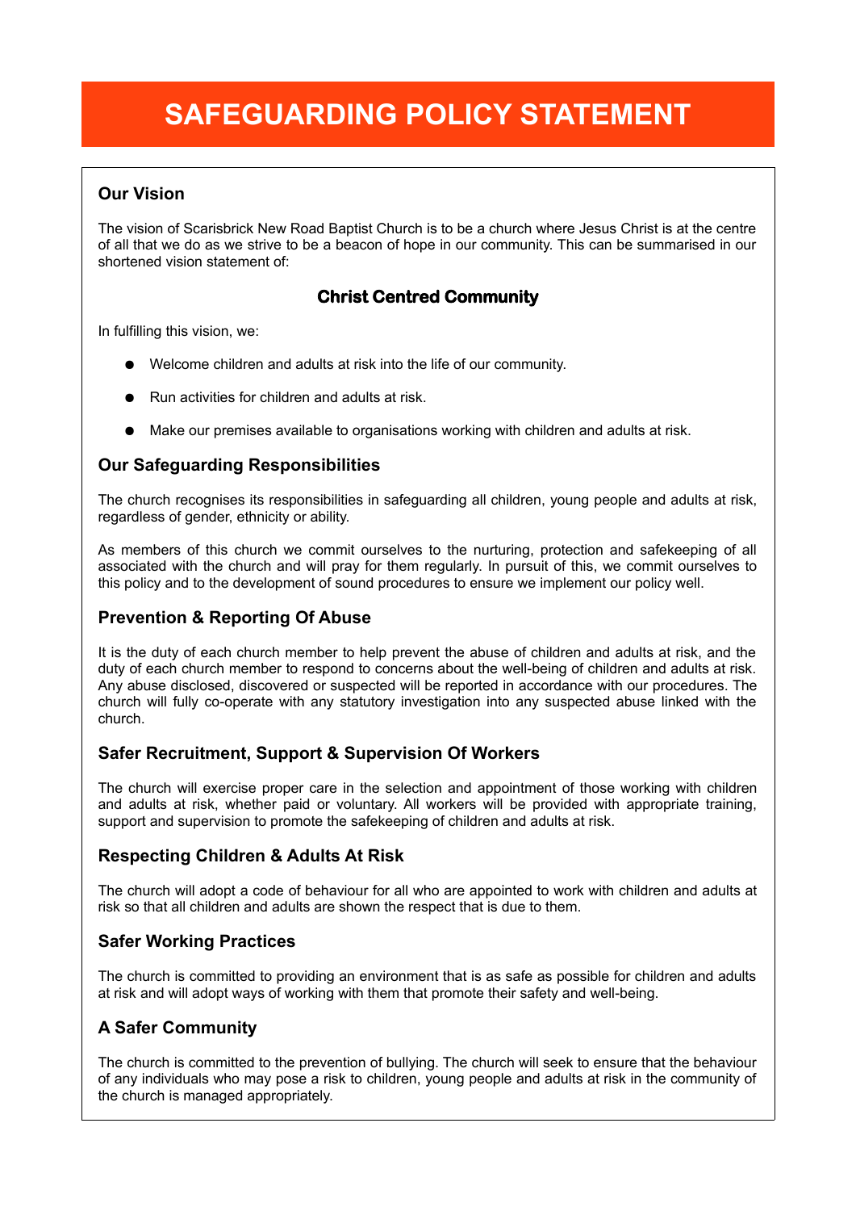# SAFEGUARDING POLICY STATEMENT

## Our Vision

The vision of Scarisbrick New Road Baptist Church is to be a church where Jesus Christ is at the centre of all that we do as we strive to be a beacon of hope in our community. This can be summarised in our shortened vision statement of:

**Christ Centred Community**

In fulfilling this vision, we:

- Welcome children and adults at risk into the life of our community.
- Run activities for children and adults at risk.
- Make our premises available to organisations working with children and adults at risk.

## Our Safeguarding Responsibilities

The church recognises its responsibilities in safeguarding all children, young people and adults at risk, regardless of gender, ethnicity or ability.

As members of this church we commit ourselves to the nurturing, protection and safekeeping of all associated with the church and will pray for them regularly. In pursuit of this, we commit ourselves to this policy and to the development of sound procedures to ensure we implement our policy well.

## Prevention & Reporting Of Abuse

It is the duty of each church member to help prevent the abuse of children and adults at risk, and the duty of each church member to respond to concerns about the well-being of children and adults at risk. Any abuse disclosed, discovered or suspected will be reported in accordance with our procedures. The church will fully co-operate with any statutory investigation into any suspected abuse linked with the church.

## Safer Recruitment, Support & Supervision Of Workers

The church will exercise proper care in the selection and appointment of those working with children and adults at risk, whether paid or voluntary. All workers will be provided with appropriate training, support and supervision to promote the safekeeping of children and adults at risk.

## Respecting Children & Adults At Risk

The church will adopt a code of behaviour for all who are appointed to work with children and adults at risk so that all children and adults are shown the respect that is due to them.

## Safer Working Practices

The church is committed to providing an environment that is as safe as possible for children and adults at risk and will adopt ways of working with them that promote their safety and well-being.

## A Safer Community

The church is committed to the prevention of bullying. The church will seek to ensure that the behaviour of any individuals who may pose a risk to children, young people and adults at risk in the community of the church is managed appropriately.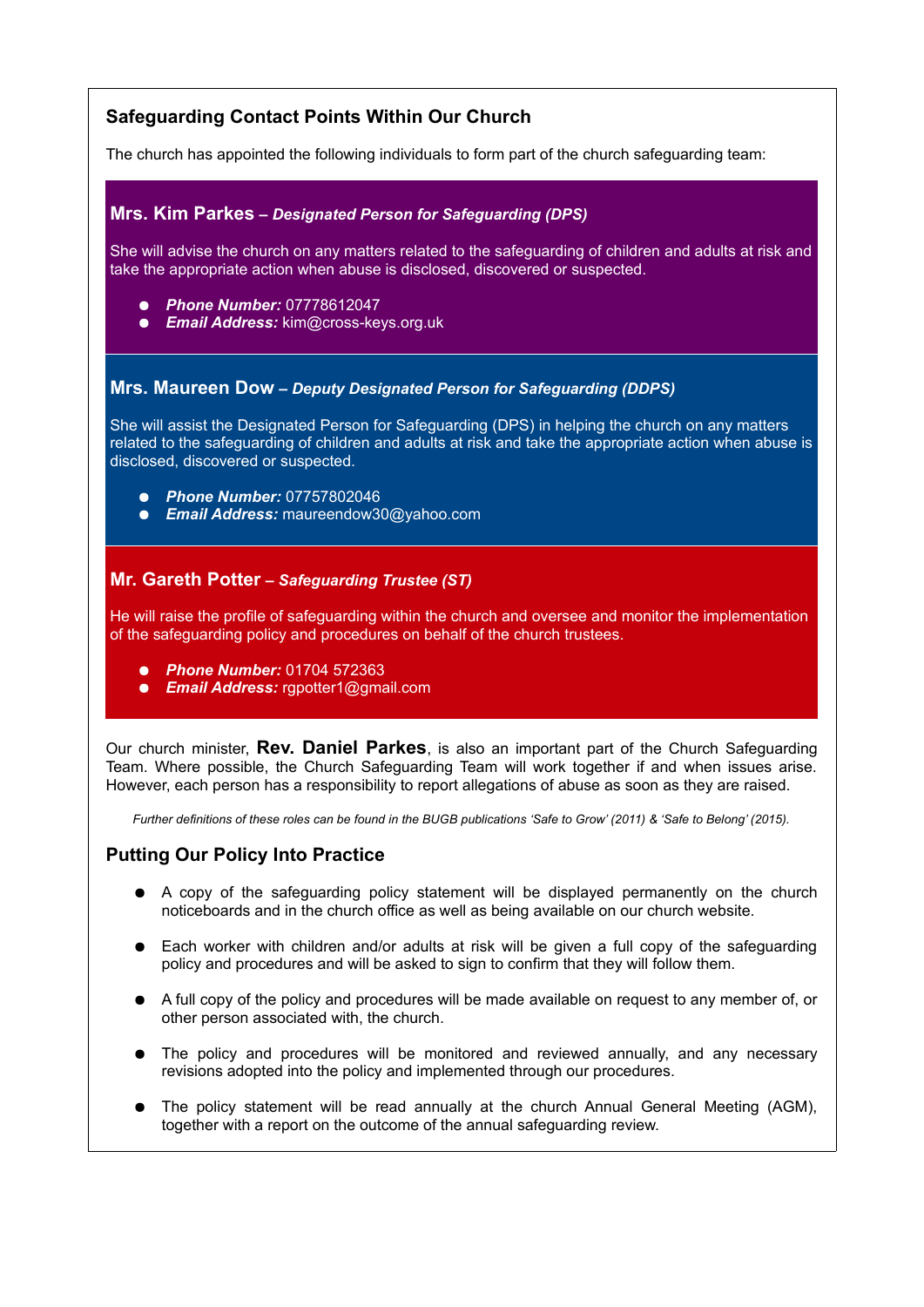## Safeguarding Contact Points Within Our Church

The church has appointed the following individuals to form part of the church safeguarding team:

### Mrs. Kim Parkes – *Designated Person for Safeguarding (DPS)*

She will advise the church on any matters related to the safeguarding of children and adults at risk and take the appropriate action when abuse is disclosed, discovered or suspected.

- ***Phone Number:*** 07778612047
- ***Email Address:*** kim@cross-keys.org.uk

### Mrs. Maureen Dow – *Deputy Designated Person for Safeguarding (DDPS)*

She will assist the Designated Person for Safeguarding (DPS) in helping the church on any matters related to the safeguarding of children and adults at risk and take the appropriate action when abuse is disclosed, discovered or suspected.

- ***Phone Number:*** 07757802046
- ***Email Address:*** maureendow30@yahoo.com

### Mr. Gareth Potter – *Safeguarding Trustee (ST)*

He will raise the profile of safeguarding within the church and oversee and monitor the implementation of the safeguarding policy and procedures on behalf of the church trustees.

- ***Phone Number:*** 01704 572363
- ***Email Address:*** rgpotter1@gmail.com

Our church minister, **Rev. Daniel Parkes**, is also an important part of the Church Safeguarding Team. Where possible, the Church Safeguarding Team will work together if and when issues arise. However, each person has a responsibility to report allegations of abuse as soon as they are raised.

*Further definitions of these roles can be found in the BUGB publications 'Safe to Grow' (2011) & 'Safe to Belong' (2015).*

## Putting Our Policy Into Practice

- A copy of the safeguarding policy statement will be displayed permanently on the church noticeboards and in the church office as well as being available on our church website.
- Each worker with children and/or adults at risk will be given a full copy of the safeguarding policy and procedures and will be asked to sign to confirm that they will follow them.
- A full copy of the policy and procedures will be made available on request to any member of, or other person associated with, the church.
- The policy and procedures will be monitored and reviewed annually, and any necessary revisions adopted into the policy and implemented through our procedures.
- The policy statement will be read annually at the church Annual General Meeting (AGM), together with a report on the outcome of the annual safeguarding review.